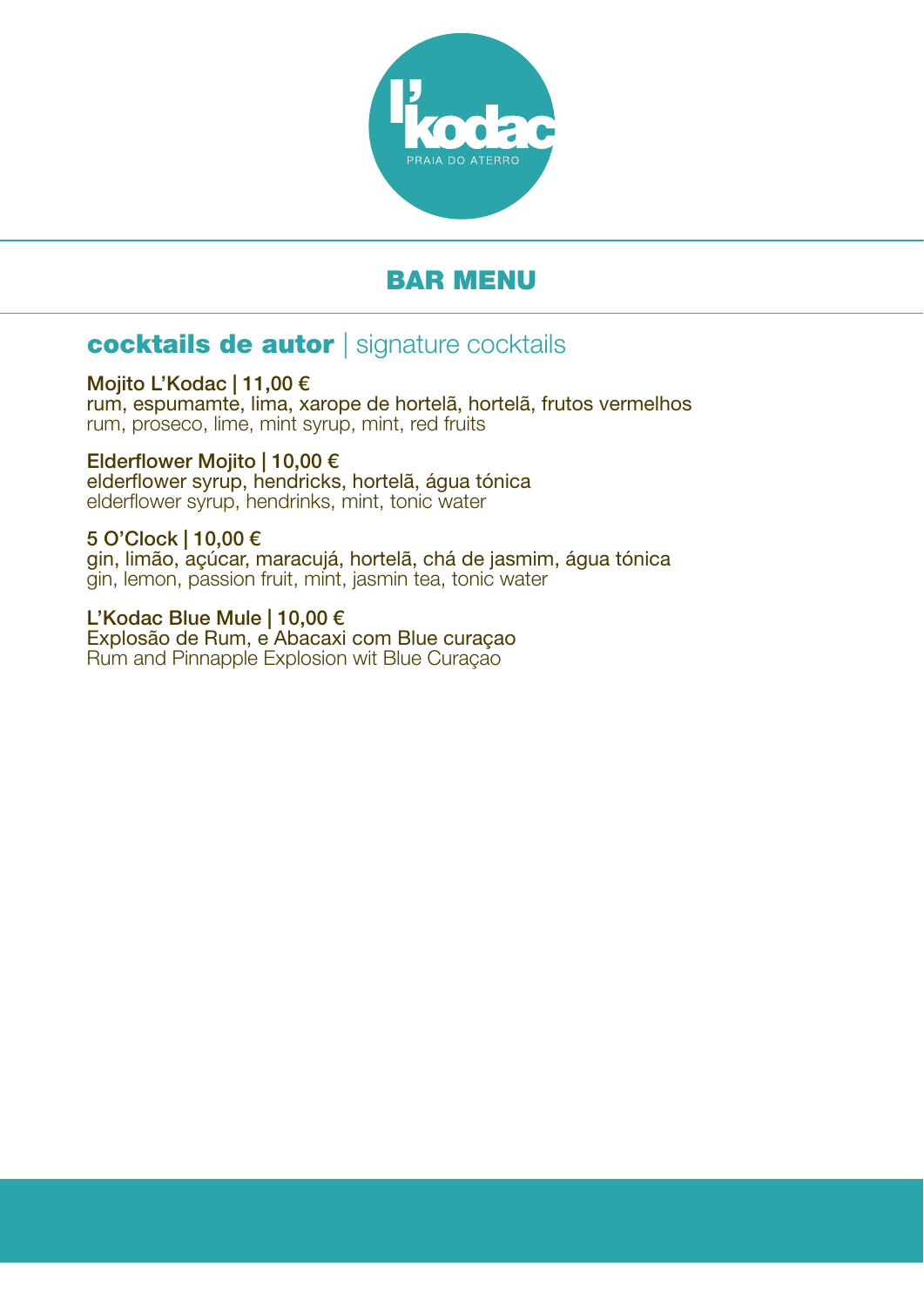l'kodac
PRAIA DO ATERRO

# BAR MENU

## cocktails de autor | signature cocktails

**Mojito L'Kodac | 11,00 €**
rum, espumamte, lima, xarope de hortelã, hortelã, frutos vermelhos
rum, proseco, lime, mint syrup, mint, red fruits

**Elderflower Mojito | 10,00 €**
elderflower syrup, hendricks, hortelã, água tónica
elderflower syrup, hendrinks, mint, tonic water

**5 O'Clock | 10,00 €**
gin, limão, açúcar, maracujá, hortelã, chá de jasmim, água tónica
gin, lemon, passion fruit, mint, jasmin tea, tonic water

**L'Kodac Blue Mule | 10,00 €**
Explosão de Rum, e Abacaxi com Blue curaçao
Rum and Pinnapple Explosion wit Blue Curaçao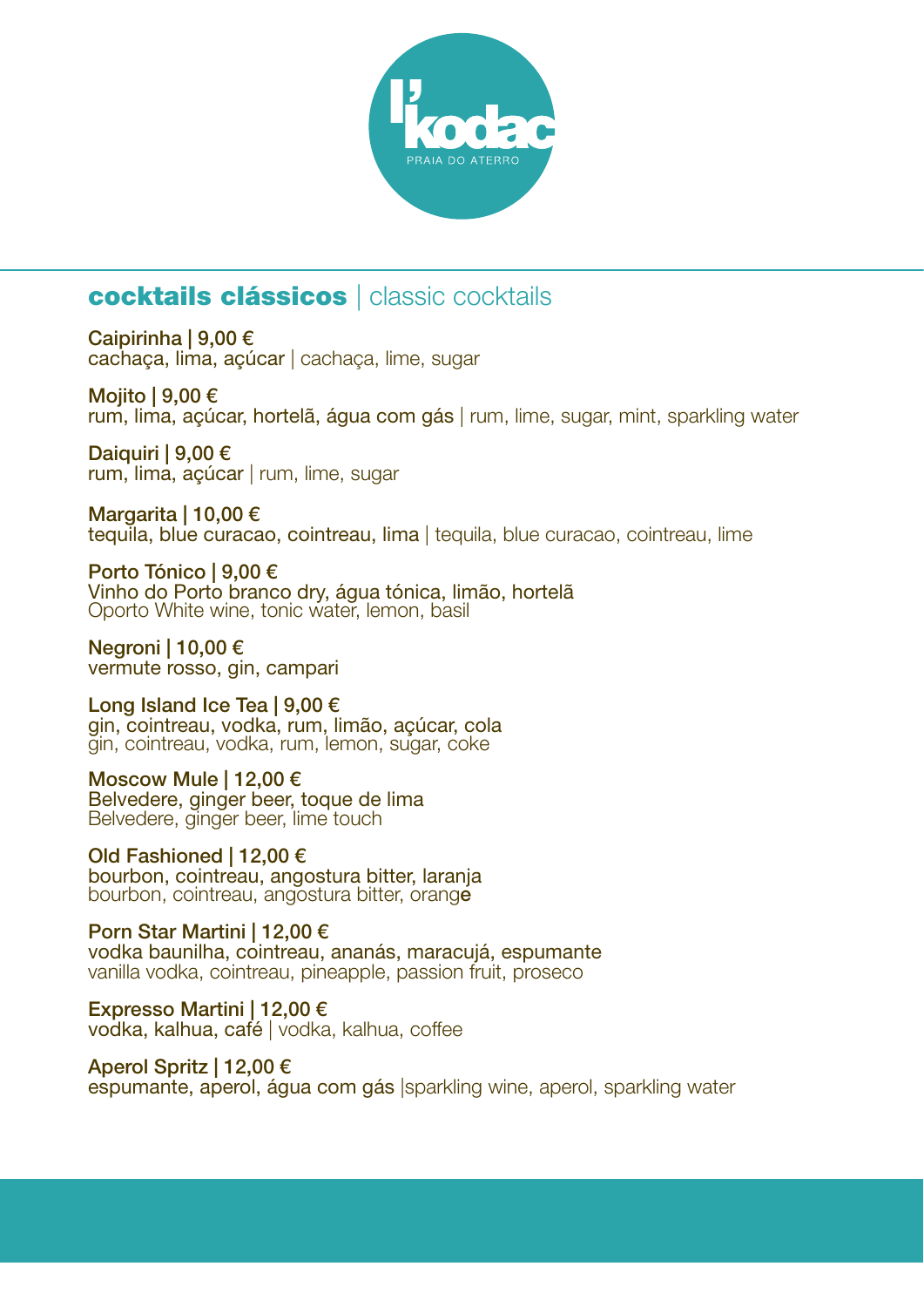l'kodac
PRAIA DO ATERRO

## **cocktails clássicos** | classic cocktails

**Caipirinha | 9,00 €**
cachaça, lima, açúcar | cachaça, lime, sugar

**Mojito | 9,00 €**
rum, lima, açúcar, hortelã, água com gás | rum, lime, sugar, mint, sparkling water

**Daiquiri | 9,00 €**
rum, lima, açúcar | rum, lime, sugar

**Margarita | 10,00 €**
tequila, blue curacao, cointreau, lima | tequila, blue curacao, cointreau, lime

**Porto Tónico | 9,00 €**
Vinho do Porto branco dry, água tónica, limão, hortelã
Oporto White wine, tonic water, lemon, basil

**Negroni | 10,00 €**
vermute rosso, gin, campari

**Long Island Ice Tea | 9,00 €**
gin, cointreau, vodka, rum, limão, açúcar, cola
gin, cointreau, vodka, rum, lemon, sugar, coke

**Moscow Mule | 12,00 €**
Belvedere, ginger beer, toque de lima
Belvedere, ginger beer, lime touch

**Old Fashioned | 12,00 €**
bourbon, cointreau, angostura bitter, laranja
bourbon, cointreau, angostura bitter, orange

**Porn Star Martini | 12,00 €**
vodka baunilha, cointreau, ananás, maracujá, espumante
vanilla vodka, cointreau, pineapple, passion fruit, proseco

**Expresso Martini | 12,00 €**
vodka, kalhua, café | vodka, kalhua, coffee

**Aperol Spritz | 12,00 €**
espumante, aperol, água com gás |sparkling wine, aperol, sparkling water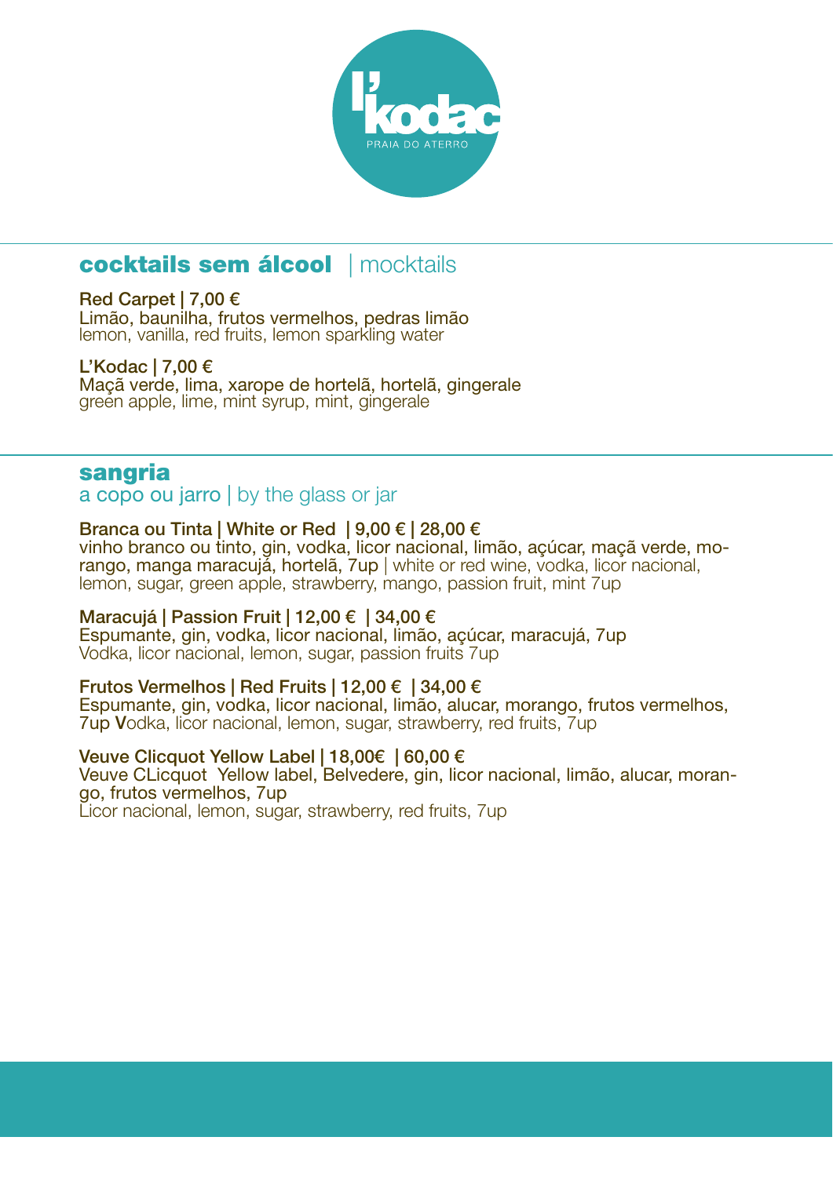# l'kodac

PRAIA DO ATERRO

## cocktails sem álcool | mocktails

**Red Carpet | 7,00 €**
Limão, baunilha, frutos vermelhos, pedras limão
lemon, vanilla, red fruits, lemon sparkling water

**L'Kodac | 7,00 €**
Maçã verde, lima, xarope de hortelã, hortelã, gingerale
green apple, lime, mint syrup, mint, gingerale

## sangria

a copo ou jarro | by the glass or jar

**Branca ou Tinta | White or Red | 9,00 € | 28,00 €**
vinho branco ou tinto, gin, vodka, licor nacional, limão, açúcar, maçã verde, morango, manga maracujá, hortelã, 7up | white or red wine, vodka, licor nacional, lemon, sugar, green apple, strawberry, mango, passion fruit, mint 7up

**Maracujá | Passion Fruit | 12,00 € | 34,00 €**
Espumante, gin, vodka, licor nacional, limão, açúcar, maracujá, 7up
Vodka, licor nacional, lemon, sugar, passion fruits 7up

**Frutos Vermelhos | Red Fruits | 12,00 € | 34,00 €**
Espumante, gin, vodka, licor nacional, limão, alucar, morango, frutos vermelhos, 7up Vodka, licor nacional, lemon, sugar, strawberry, red fruits, 7up

**Veuve Clicquot Yellow Label | 18,00€ | 60,00 €**
Veuve CLicquot Yellow label, Belvedere, gin, licor nacional, limão, alucar, morango, frutos vermelhos, 7up
Licor nacional, lemon, sugar, strawberry, red fruits, 7up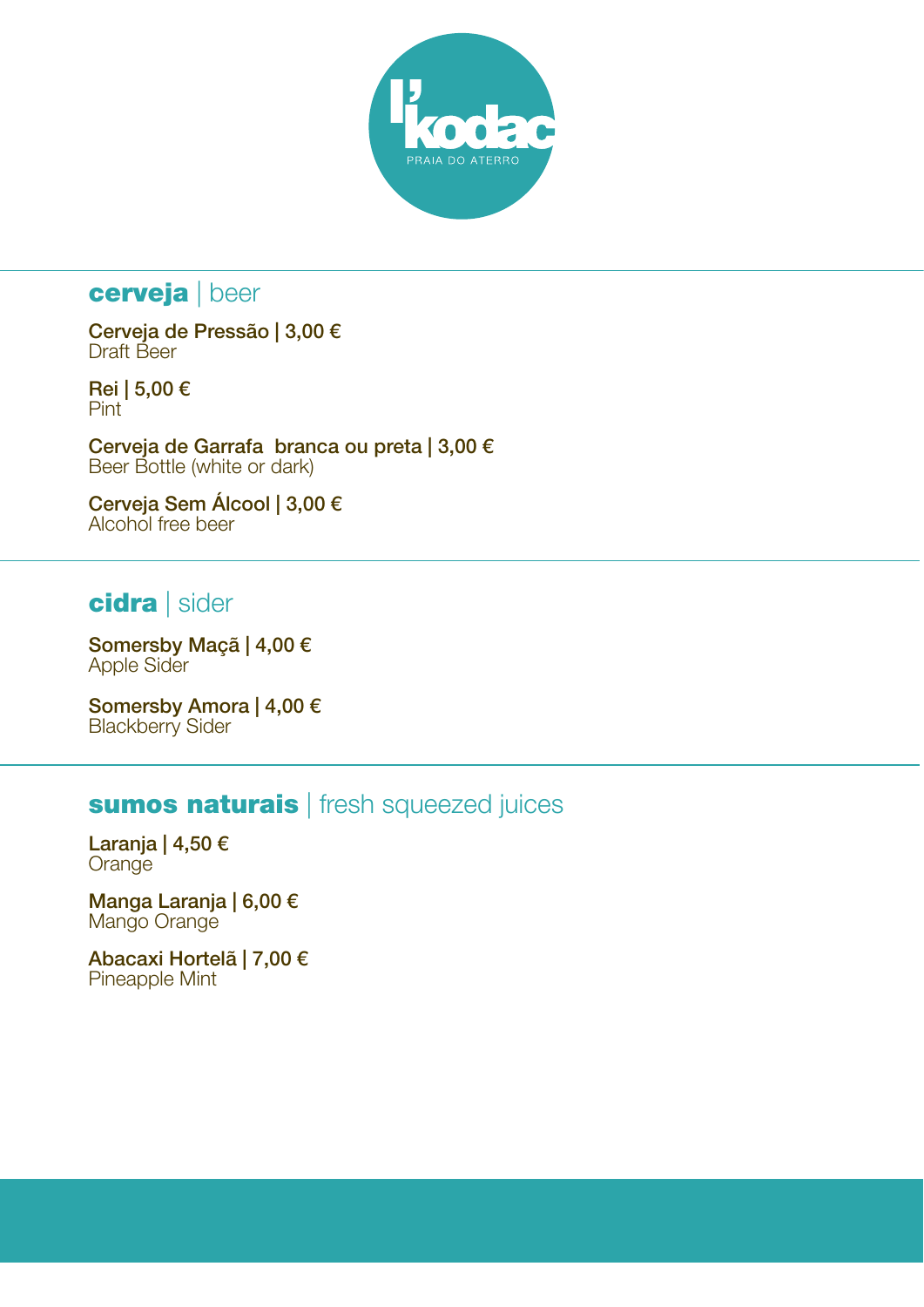l'kodac
PRAIA DO ATERRO

## cerveja | beer

**Cerveja de Pressão | 3,00 €**
Draft Beer

**Rei | 5,00 €**
Pint

**Cerveja de Garrafa  branca ou preta | 3,00 €**
Beer Bottle (white or dark)

**Cerveja Sem Álcool | 3,00 €**
Alcohol free beer

## cidra | sider

**Somersby Maçã | 4,00 €**
Apple Sider

**Somersby Amora | 4,00 €**
Blackberry Sider

## sumos naturais | fresh squeezed juices

**Laranja | 4,50 €**
Orange

**Manga Laranja | 6,00 €**
Mango Orange

**Abacaxi Hortelã | 7,00 €**
Pineapple Mint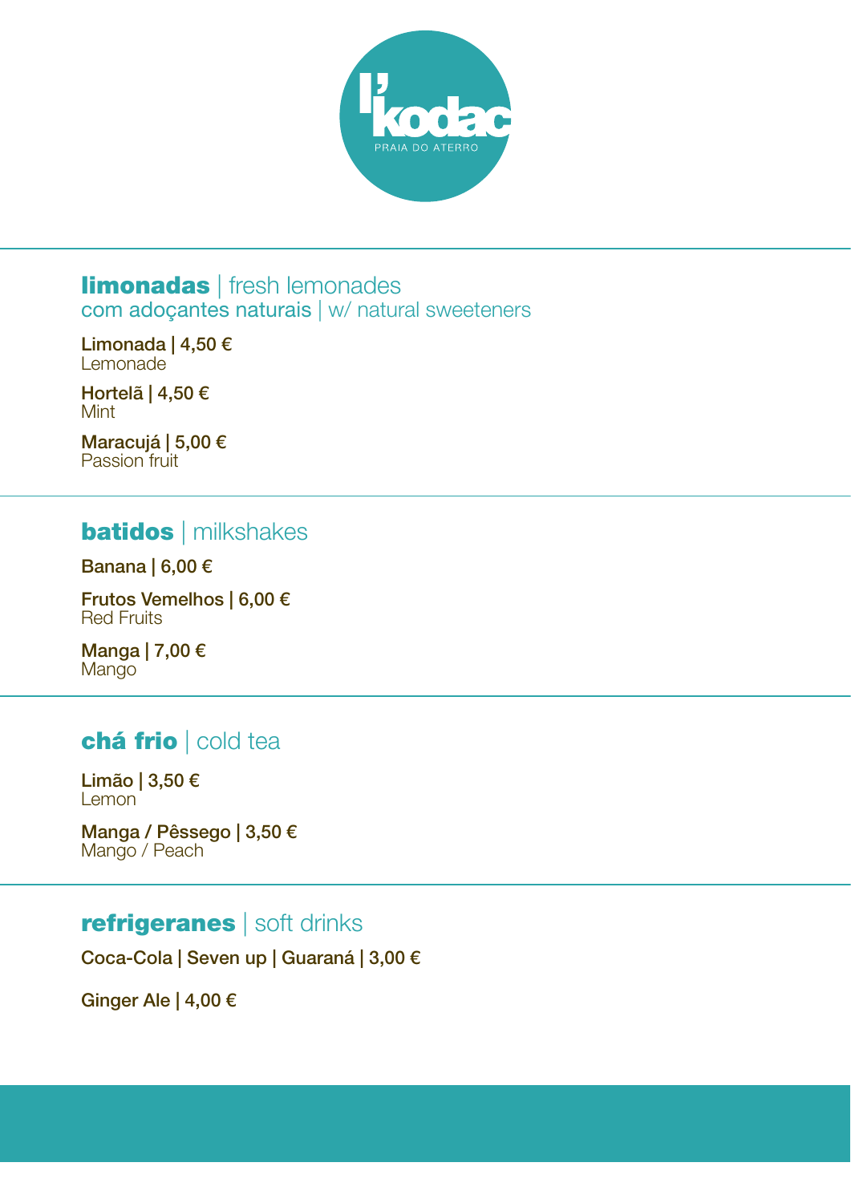l'kodac

PRAIA DO ATERRO

## limonadas | fresh lemonades
### com adoçantes naturais | w/ natural sweeteners

**Limonada | 4,50 €**
Lemonade

**Hortelã | 4,50 €**
Mint

**Maracujá | 5,00 €**
Passion fruit

## batidos | milkshakes

**Banana | 6,00 €**

**Frutos Vemelhos | 6,00 €**
Red Fruits

**Manga | 7,00 €**
Mango

## chá frio | cold tea

**Limão | 3,50 €**
Lemon

**Manga / Pêssego | 3,50 €**
Mango / Peach

## refrigeranes | soft drinks

**Coca-Cola | Seven up | Guaraná | 3,00 €**

**Ginger Ale | 4,00 €**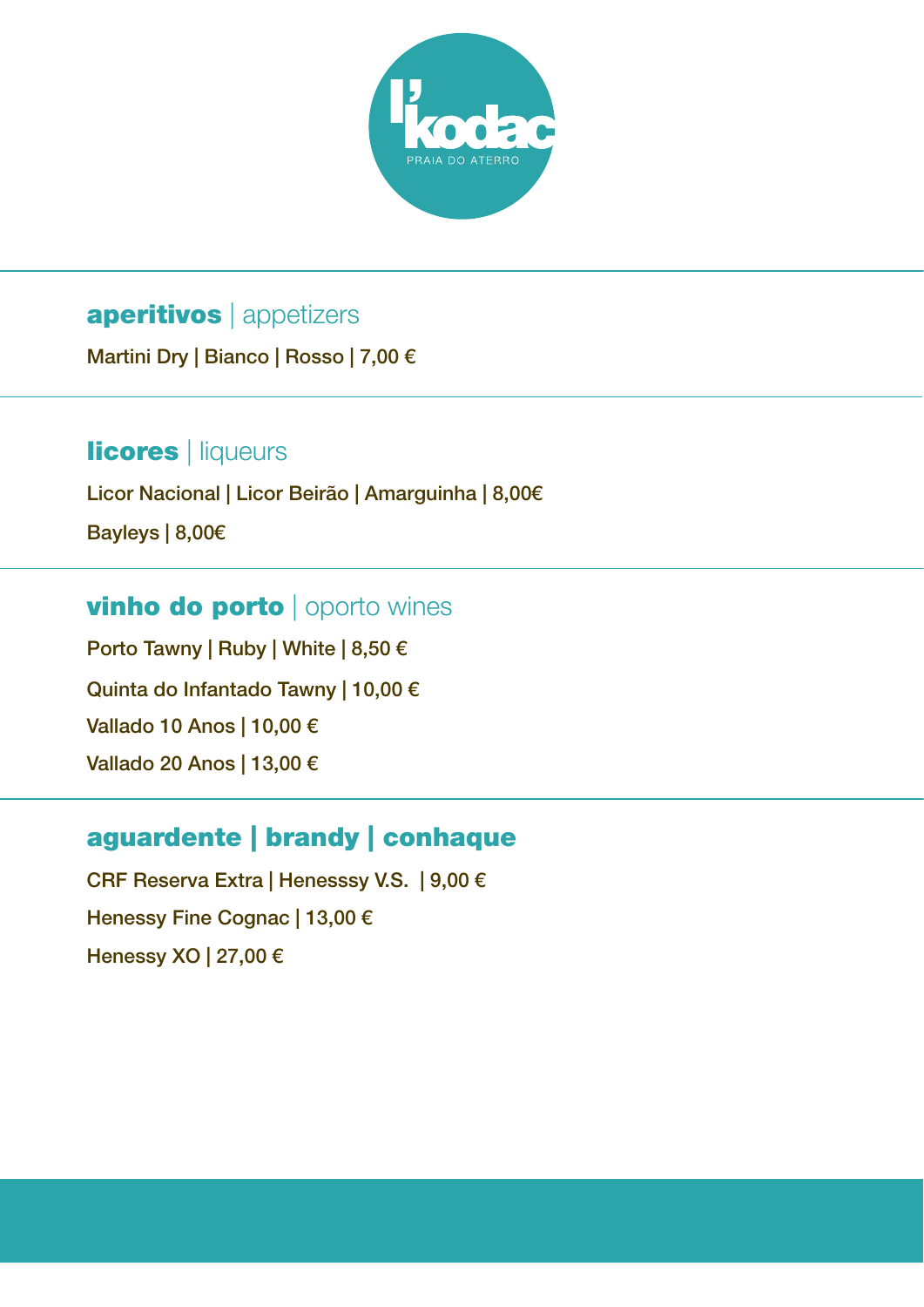l'kodac
PRAIA DO ATERRO

## **aperitivos** | appetizers

Martini Dry | Bianco | Rosso | 7,00 €

## **licores** | liqueurs

Licor Nacional | Licor Beirão | Amarguinha | 8,00€

Bayleys | 8,00€

## **vinho do porto** | oporto wines

Porto Tawny | Ruby | White | 8,50 €

Quinta do Infantado Tawny | 10,00 €

Vallado 10 Anos | 10,00 €

Vallado 20 Anos | 13,00 €

## **aguardente | brandy | conhaque**

CRF Reserva Extra | Henesssy V.S. | 9,00 €

Henessy Fine Cognac | 13,00 €

Henessy XO | 27,00 €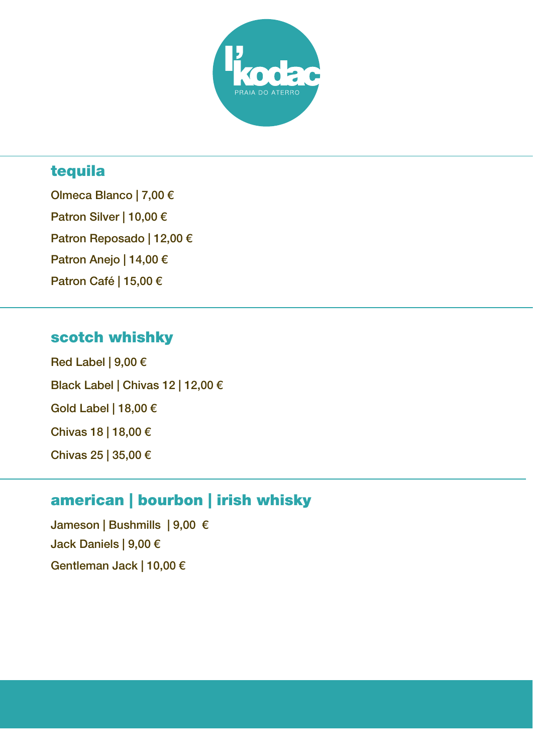l'kodac
PRAIA DO ATERRO

## tequila

Olmeca Blanco | 7,00 €

Patron Silver | 10,00 €

Patron Reposado | 12,00 €

Patron Anejo | 14,00 €

Patron Café | 15,00 €

## scotch whishky

Red Label | 9,00 €

Black Label | Chivas 12 | 12,00 €

Gold Label | 18,00 €

Chivas 18 | 18,00 €

Chivas 25 | 35,00 €

## american | bourbon | irish whisky

Jameson | Bushmills | 9,00 €

Jack Daniels | 9,00 €

Gentleman Jack | 10,00 €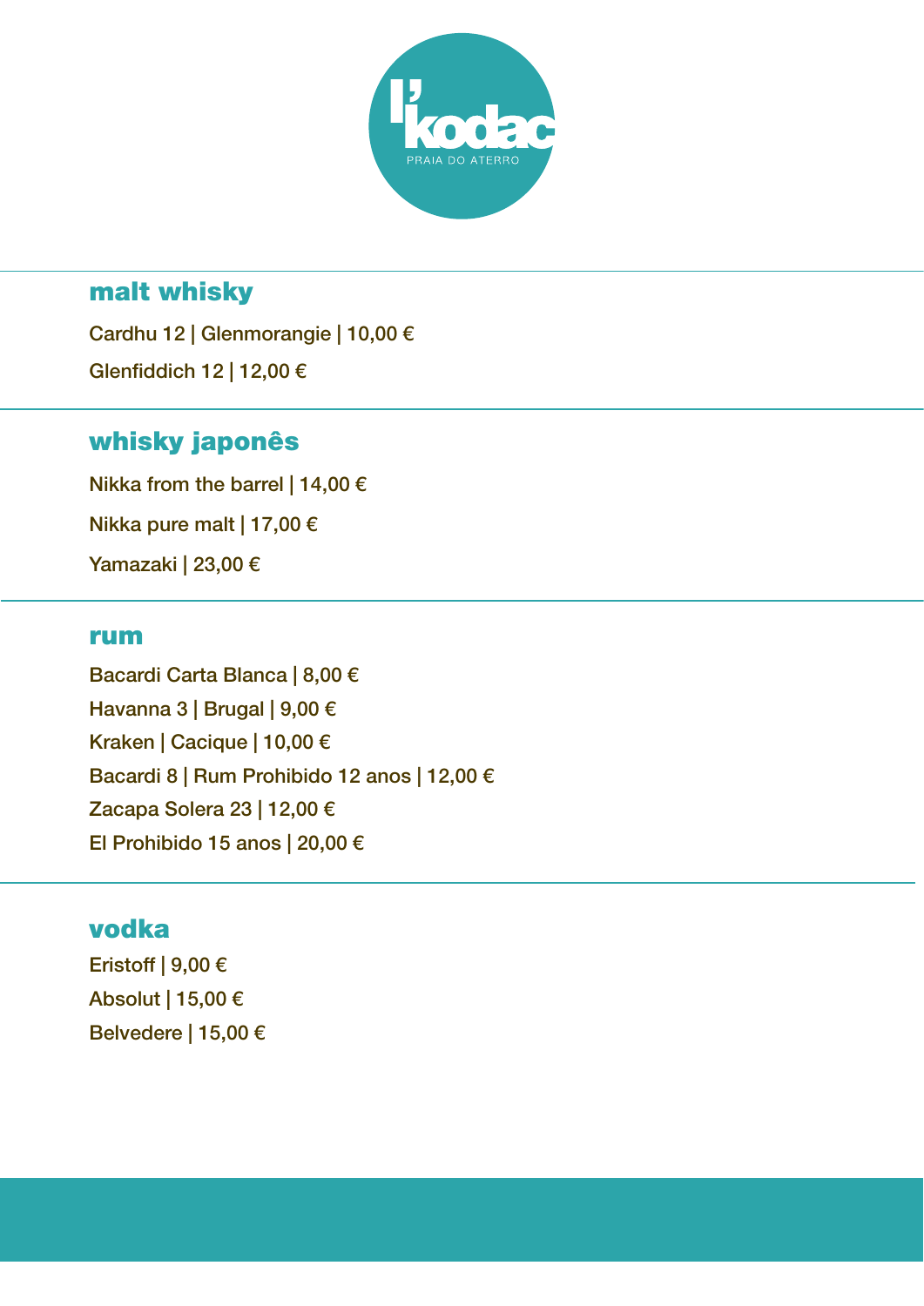l'kodac

PRAIA DO ATERRO

## malt whisky

Cardhu 12 | Glenmorangie | 10,00 €

Glenfiddich 12 | 12,00 €

## whisky japonês

Nikka from the barrel | 14,00 €

Nikka pure malt | 17,00 €

Yamazaki | 23,00 €

## rum

Bacardi Carta Blanca | 8,00 €

Havanna 3 | Brugal | 9,00 €

Kraken | Cacique | 10,00 €

Bacardi 8 | Rum Prohibido 12 anos | 12,00 €

Zacapa Solera 23 | 12,00 €

El Prohibido 15 anos | 20,00 €

## vodka

Eristoff | 9,00 €

Absolut | 15,00 €

Belvedere | 15,00 €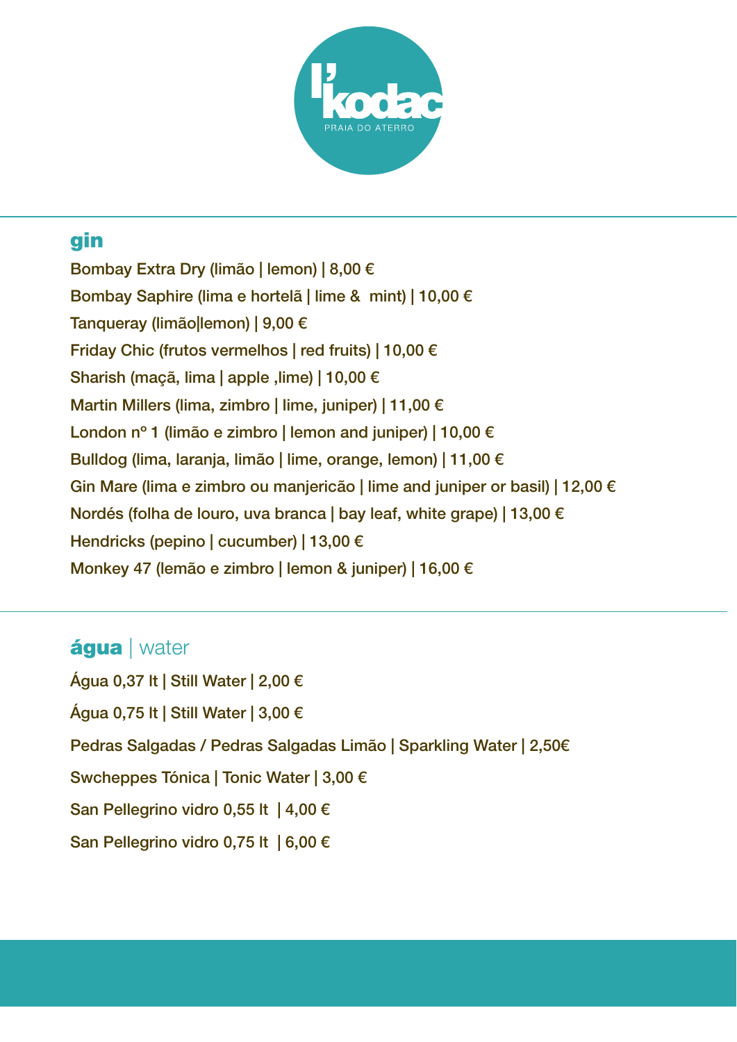# l'kodac

PRAIA DO ATERRO

## gin

Bombay Extra Dry (limão | lemon) | 8,00 €

Bombay Saphire (lima e hortelã | lime &  mint) | 10,00 €

Tanqueray (limão|lemon) | 9,00 €

Friday Chic (frutos vermelhos | red fruits) | 10,00 €

Sharish (maçã, lima | apple ,lime) | 10,00 €

Martin Millers (lima, zimbro | lime, juniper) | 11,00 €

London nº 1 (limão e zimbro | lemon and juniper) | 10,00 €

Bulldog (lima, laranja, limão | lime, orange, lemon) | 11,00 €

Gin Mare (lima e zimbro ou manjericão | lime and juniper or basil) | 12,00 €

Nordés (folha de louro, uva branca | bay leaf, white grape) | 13,00 €

Hendricks (pepino | cucumber) | 13,00 €

Monkey 47 (lemão e zimbro | lemon & juniper) | 16,00 €

## água | water

Água 0,37 lt | Still Water | 2,00 €

Água 0,75 lt | Still Water | 3,00 €

Pedras Salgadas / Pedras Salgadas Limão | Sparkling Water | 2,50€

Swcheppes Tónica | Tonic Water | 3,00 €

San Pellegrino vidro 0,55 lt  | 4,00 €

San Pellegrino vidro 0,75 lt  | 6,00 €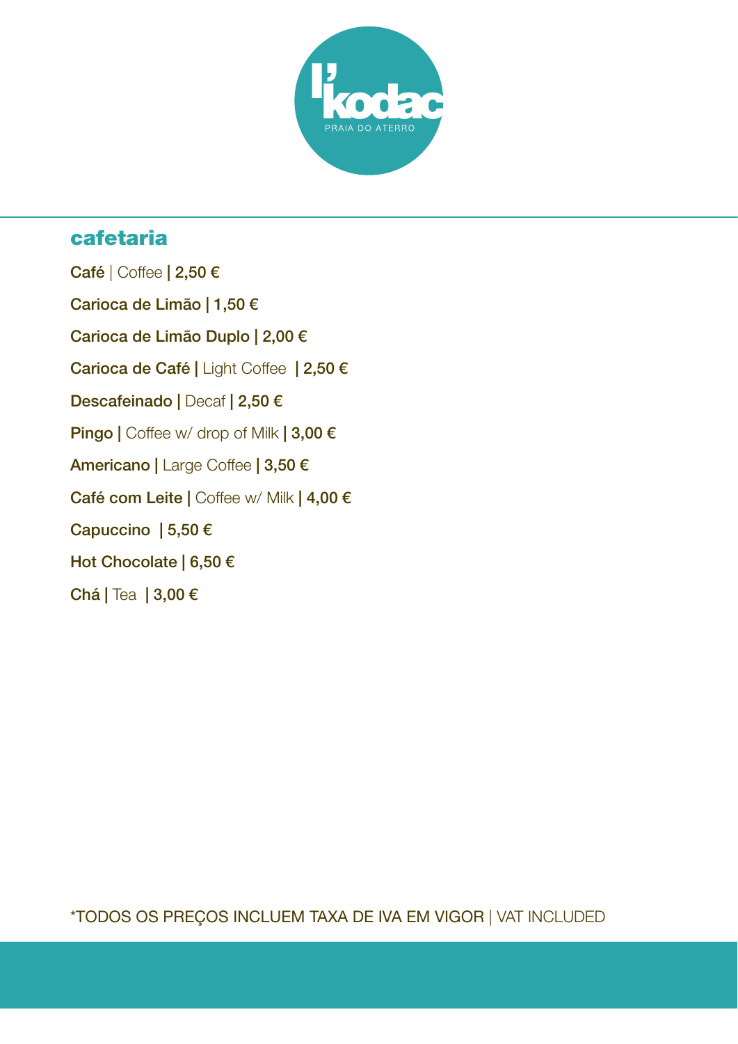l'kodac
PRAIA DO ATERRO

## cafetaria

**Café** | Coffee **| 2,50 €**

**Carioca de Limão | 1,50 €**

**Carioca de Limão Duplo | 2,00 €**

**Carioca de Café |** Light Coffee **| 2,50 €**

**Descafeinado |** Decaf **| 2,50 €**

**Pingo |** Coffee w/ drop of Milk **| 3,00 €**

**Americano |** Large Coffee **| 3,50 €**

**Café com Leite |** Coffee w/ Milk **| 4,00 €**

**Capuccino | 5,50 €**

**Hot Chocolate | 6,50 €**

**Chá |** Tea **| 3,00 €**

*TODOS OS PREÇOS INCLUEM TAXA DE IVA EM VIGOR | VAT INCLUDED